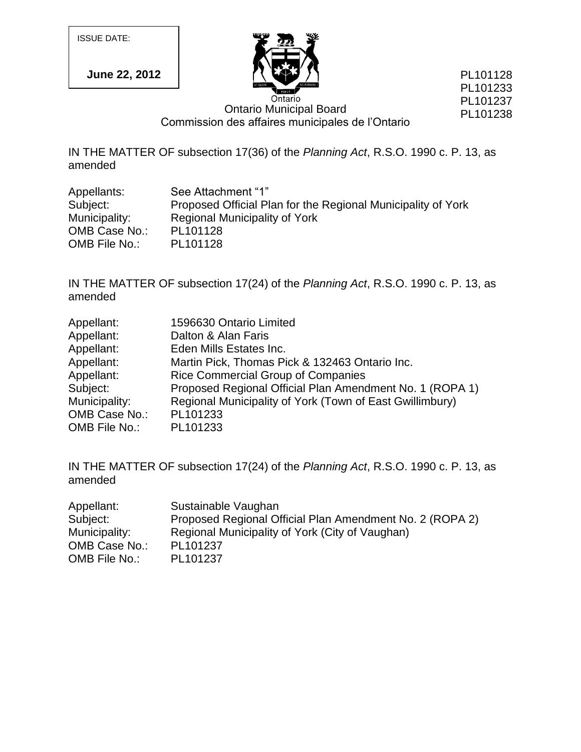ISSUE DATE:

**June 22, 2012**

PL101128
PL101233
PL101237
PL101238

Ontario

Ontario Municipal Board
Commission des affaires municipales de l'Ontario

IN THE MATTER OF subsection 17(36) of the *Planning Act*, R.S.O. 1990 c. P. 13, as amended

| | |
|---|---|
| Appellants: | See Attachment "1" |
| Subject: | Proposed Official Plan for the Regional Municipality of York |
| Municipality: | Regional Municipality of York |
| OMB Case No.: | PL101128 |
| OMB File No.: | PL101128 |

IN THE MATTER OF subsection 17(24) of the *Planning Act*, R.S.O. 1990 c. P. 13, as amended

| | |
|---|---|
| Appellant: | 1596630 Ontario Limited |
| Appellant: | Dalton & Alan Faris |
| Appellant: | Eden Mills Estates Inc. |
| Appellant: | Martin Pick, Thomas Pick & 132463 Ontario Inc. |
| Appellant: | Rice Commercial Group of Companies |
| Subject: | Proposed Regional Official Plan Amendment No. 1 (ROPA 1) |
| Municipality: | Regional Municipality of York (Town of East Gwillimbury) |
| OMB Case No.: | PL101233 |
| OMB File No.: | PL101233 |

IN THE MATTER OF subsection 17(24) of the *Planning Act*, R.S.O. 1990 c. P. 13, as amended

| | |
|---|---|
| Appellant: | Sustainable Vaughan |
| Subject: | Proposed Regional Official Plan Amendment No. 2 (ROPA 2) |
| Municipality: | Regional Municipality of York (City of Vaughan) |
| OMB Case No.: | PL101237 |
| OMB File No.: | PL101237 |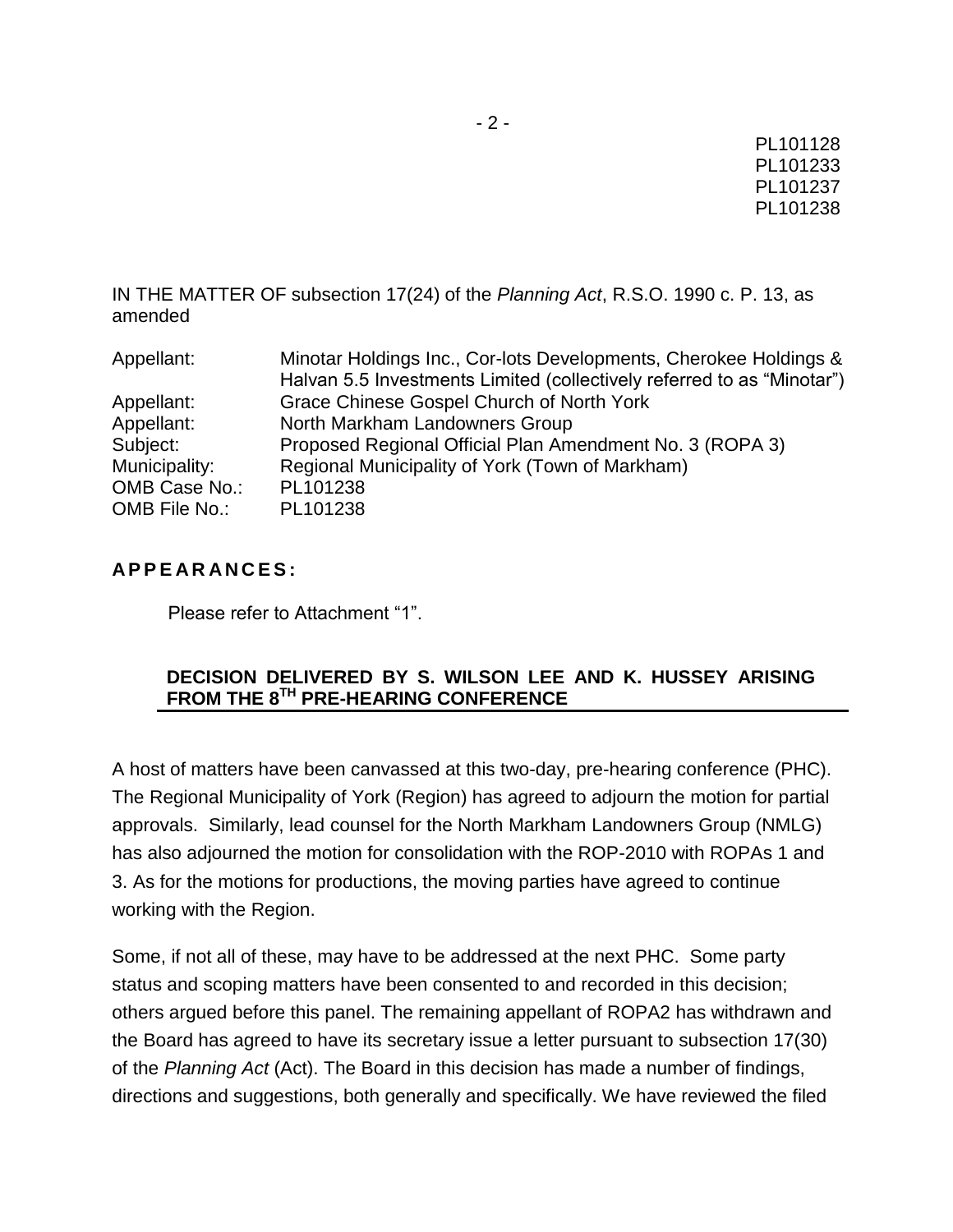PL101128
PL101233
PL101237
PL101238

IN THE MATTER OF subsection 17(24) of the *Planning Act*, R.S.O. 1990 c. P. 13, as amended

| | |
|---|---|
| Appellant: | Minotar Holdings Inc., Cor-lots Developments, Cherokee Holdings & Halvan 5.5 Investments Limited (collectively referred to as "Minotar") |
| Appellant: | Grace Chinese Gospel Church of North York |
| Appellant: | North Markham Landowners Group |
| Subject: | Proposed Regional Official Plan Amendment No. 3 (ROPA 3) |
| Municipality: | Regional Municipality of York (Town of Markham) |
| OMB Case No.: | PL101238 |
| OMB File No.: | PL101238 |

**APPEARANCES:**

Please refer to Attachment "1".

**DECISION DELIVERED BY S. WILSON LEE AND K. HUSSEY ARISING FROM THE 8TH PRE-HEARING CONFERENCE**

A host of matters have been canvassed at this two-day, pre-hearing conference (PHC). The Regional Municipality of York (Region) has agreed to adjourn the motion for partial approvals. Similarly, lead counsel for the North Markham Landowners Group (NMLG) has also adjourned the motion for consolidation with the ROP-2010 with ROPAs 1 and 3. As for the motions for productions, the moving parties have agreed to continue working with the Region.

Some, if not all of these, may have to be addressed at the next PHC. Some party status and scoping matters have been consented to and recorded in this decision; others argued before this panel. The remaining appellant of ROPA2 has withdrawn and the Board has agreed to have its secretary issue a letter pursuant to subsection 17(30) of the *Planning Act* (Act). The Board in this decision has made a number of findings, directions and suggestions, both generally and specifically. We have reviewed the filed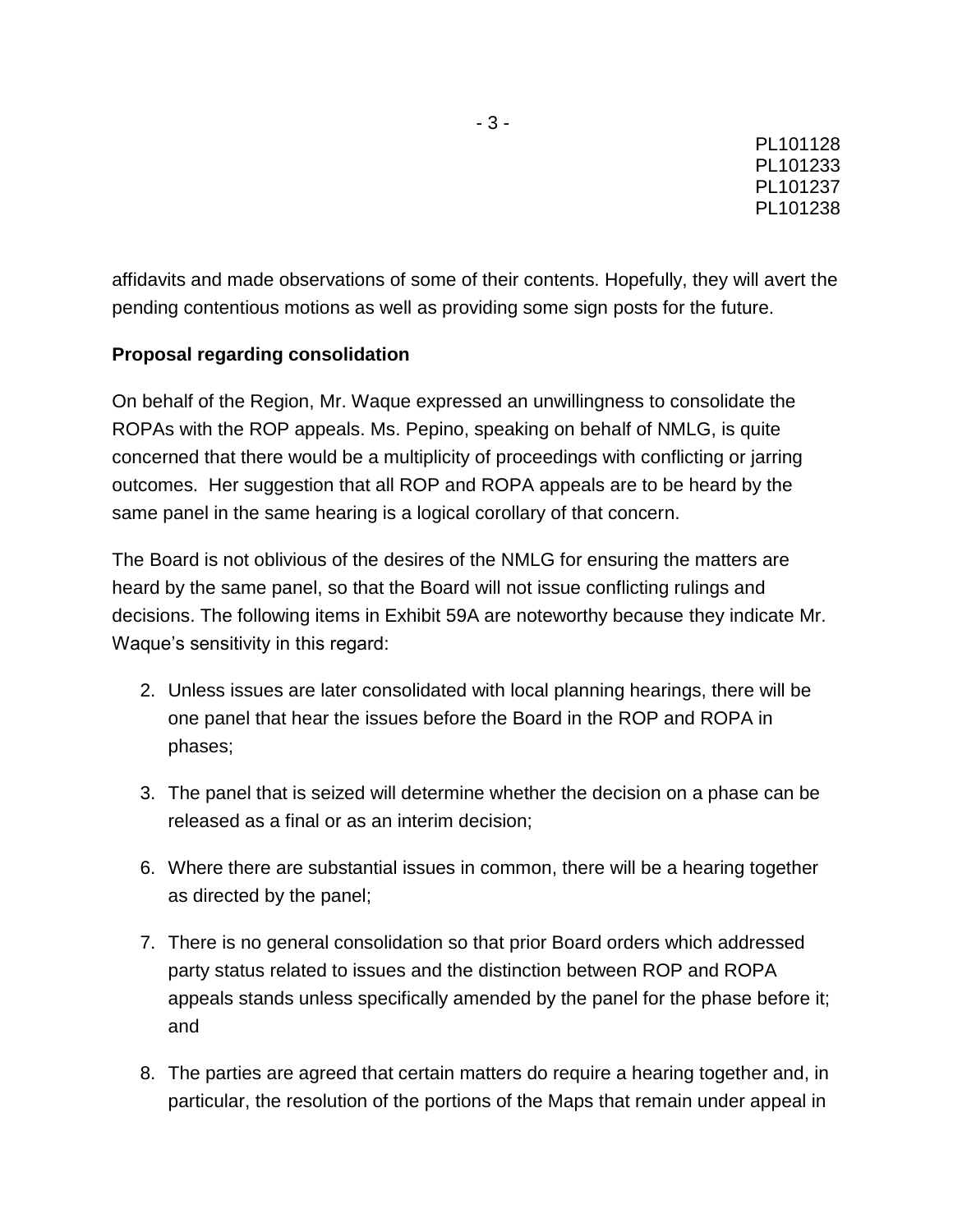affidavits and made observations of some of their contents. Hopefully, they will avert the pending contentious motions as well as providing some sign posts for the future.

**Proposal regarding consolidation**

On behalf of the Region, Mr. Waque expressed an unwillingness to consolidate the ROPAs with the ROP appeals. Ms. Pepino, speaking on behalf of NMLG, is quite concerned that there would be a multiplicity of proceedings with conflicting or jarring outcomes. Her suggestion that all ROP and ROPA appeals are to be heard by the same panel in the same hearing is a logical corollary of that concern.

The Board is not oblivious of the desires of the NMLG for ensuring the matters are heard by the same panel, so that the Board will not issue conflicting rulings and decisions. The following items in Exhibit 59A are noteworthy because they indicate Mr. Waque's sensitivity in this regard:

2. Unless issues are later consolidated with local planning hearings, there will be one panel that hear the issues before the Board in the ROP and ROPA in phases;

3. The panel that is seized will determine whether the decision on a phase can be released as a final or as an interim decision;

6. Where there are substantial issues in common, there will be a hearing together as directed by the panel;

7. There is no general consolidation so that prior Board orders which addressed party status related to issues and the distinction between ROP and ROPA appeals stands unless specifically amended by the panel for the phase before it; and

8. The parties are agreed that certain matters do require a hearing together and, in particular, the resolution of the portions of the Maps that remain under appeal in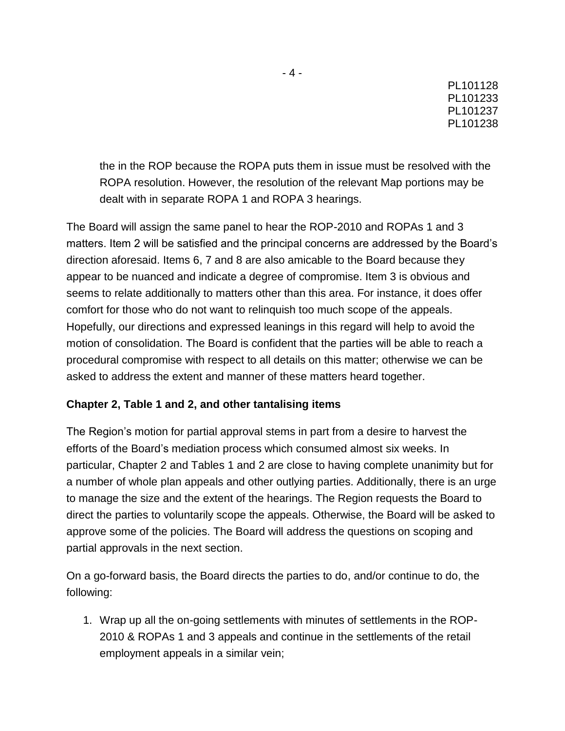the in the ROP because the ROPA puts them in issue must be resolved with the ROPA resolution. However, the resolution of the relevant Map portions may be dealt with in separate ROPA 1 and ROPA 3 hearings.

The Board will assign the same panel to hear the ROP-2010 and ROPAs 1 and 3 matters. Item 2 will be satisfied and the principal concerns are addressed by the Board's direction aforesaid. Items 6, 7 and 8 are also amicable to the Board because they appear to be nuanced and indicate a degree of compromise. Item 3 is obvious and seems to relate additionally to matters other than this area. For instance, it does offer comfort for those who do not want to relinquish too much scope of the appeals. Hopefully, our directions and expressed leanings in this regard will help to avoid the motion of consolidation. The Board is confident that the parties will be able to reach a procedural compromise with respect to all details on this matter; otherwise we can be asked to address the extent and manner of these matters heard together.

**Chapter 2, Table 1 and 2, and other tantalising items**

The Region's motion for partial approval stems in part from a desire to harvest the efforts of the Board's mediation process which consumed almost six weeks. In particular, Chapter 2 and Tables 1 and 2 are close to having complete unanimity but for a number of whole plan appeals and other outlying parties. Additionally, there is an urge to manage the size and the extent of the hearings. The Region requests the Board to direct the parties to voluntarily scope the appeals. Otherwise, the Board will be asked to approve some of the policies. The Board will address the questions on scoping and partial approvals in the next section.

On a go-forward basis, the Board directs the parties to do, and/or continue to do, the following:

1. Wrap up all the on-going settlements with minutes of settlements in the ROP-2010 & ROPAs 1 and 3 appeals and continue in the settlements of the retail employment appeals in a similar vein;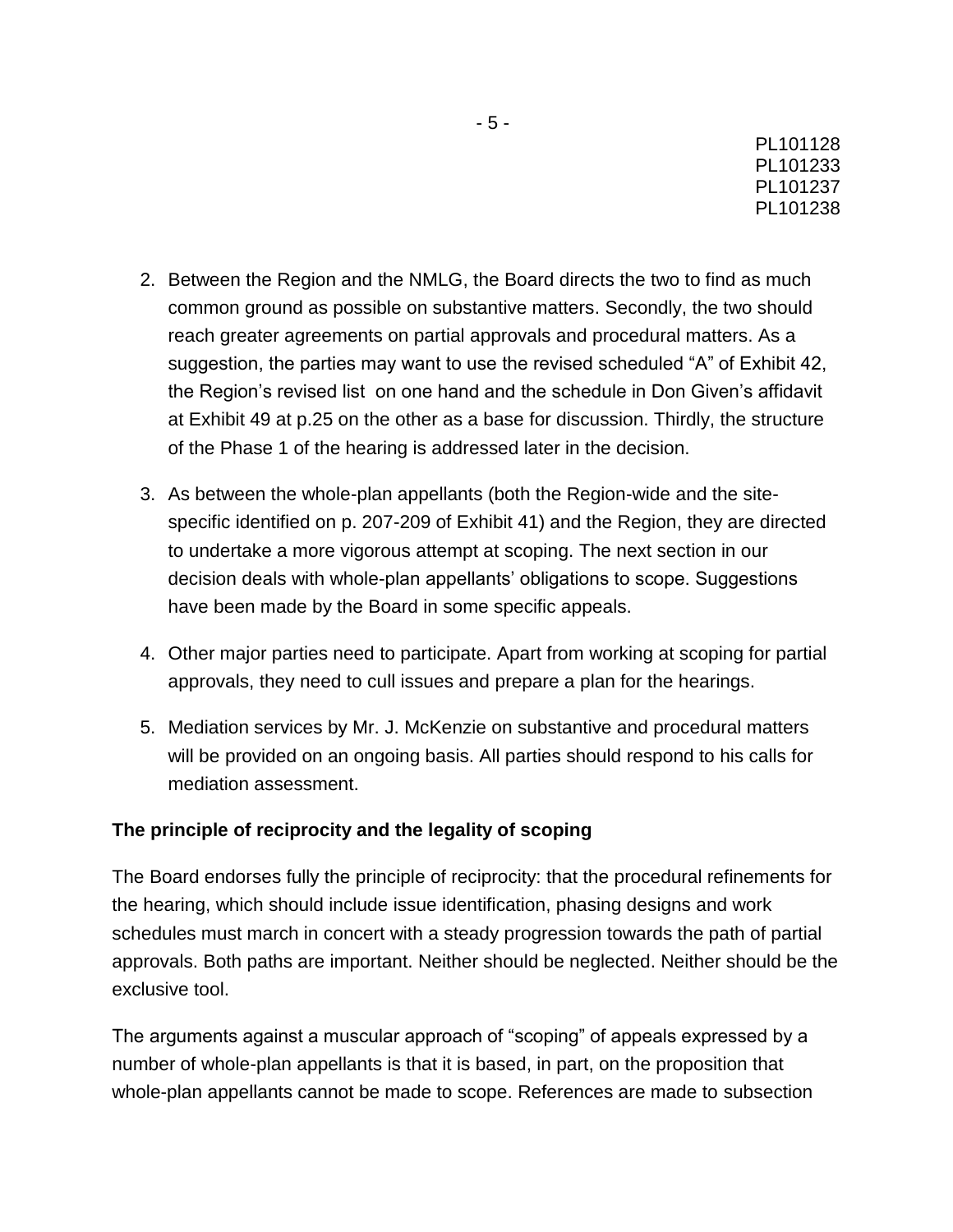2. Between the Region and the NMLG, the Board directs the two to find as much common ground as possible on substantive matters. Secondly, the two should reach greater agreements on partial approvals and procedural matters. As a suggestion, the parties may want to use the revised scheduled "A" of Exhibit 42, the Region's revised list on one hand and the schedule in Don Given's affidavit at Exhibit 49 at p.25 on the other as a base for discussion. Thirdly, the structure of the Phase 1 of the hearing is addressed later in the decision.

3. As between the whole-plan appellants (both the Region-wide and the site-specific identified on p. 207-209 of Exhibit 41) and the Region, they are directed to undertake a more vigorous attempt at scoping. The next section in our decision deals with whole-plan appellants' obligations to scope. Suggestions have been made by the Board in some specific appeals.

4. Other major parties need to participate. Apart from working at scoping for partial approvals, they need to cull issues and prepare a plan for the hearings.

5. Mediation services by Mr. J. McKenzie on substantive and procedural matters will be provided on an ongoing basis. All parties should respond to his calls for mediation assessment.

**The principle of reciprocity and the legality of scoping**

The Board endorses fully the principle of reciprocity: that the procedural refinements for the hearing, which should include issue identification, phasing designs and work schedules must march in concert with a steady progression towards the path of partial approvals. Both paths are important. Neither should be neglected. Neither should be the exclusive tool.

The arguments against a muscular approach of "scoping" of appeals expressed by a number of whole-plan appellants is that it is based, in part, on the proposition that whole-plan appellants cannot be made to scope. References are made to subsection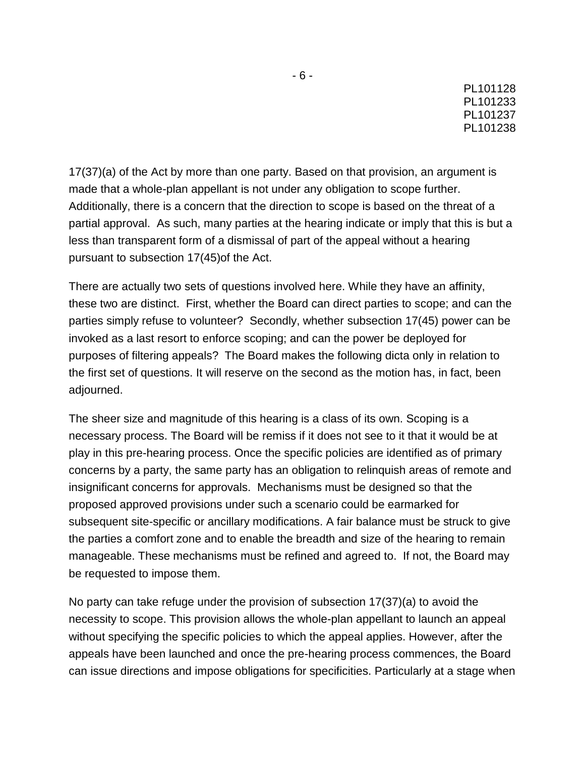17(37)(a) of the Act by more than one party. Based on that provision, an argument is made that a whole-plan appellant is not under any obligation to scope further. Additionally, there is a concern that the direction to scope is based on the threat of a partial approval. As such, many parties at the hearing indicate or imply that this is but a less than transparent form of a dismissal of part of the appeal without a hearing pursuant to subsection 17(45)of the Act.

There are actually two sets of questions involved here. While they have an affinity, these two are distinct. First, whether the Board can direct parties to scope; and can the parties simply refuse to volunteer? Secondly, whether subsection 17(45) power can be invoked as a last resort to enforce scoping; and can the power be deployed for purposes of filtering appeals? The Board makes the following dicta only in relation to the first set of questions. It will reserve on the second as the motion has, in fact, been adjourned.

The sheer size and magnitude of this hearing is a class of its own. Scoping is a necessary process. The Board will be remiss if it does not see to it that it would be at play in this pre-hearing process. Once the specific policies are identified as of primary concerns by a party, the same party has an obligation to relinquish areas of remote and insignificant concerns for approvals. Mechanisms must be designed so that the proposed approved provisions under such a scenario could be earmarked for subsequent site-specific or ancillary modifications. A fair balance must be struck to give the parties a comfort zone and to enable the breadth and size of the hearing to remain manageable. These mechanisms must be refined and agreed to. If not, the Board may be requested to impose them.

No party can take refuge under the provision of subsection 17(37)(a) to avoid the necessity to scope. This provision allows the whole-plan appellant to launch an appeal without specifying the specific policies to which the appeal applies. However, after the appeals have been launched and once the pre-hearing process commences, the Board can issue directions and impose obligations for specificities. Particularly at a stage when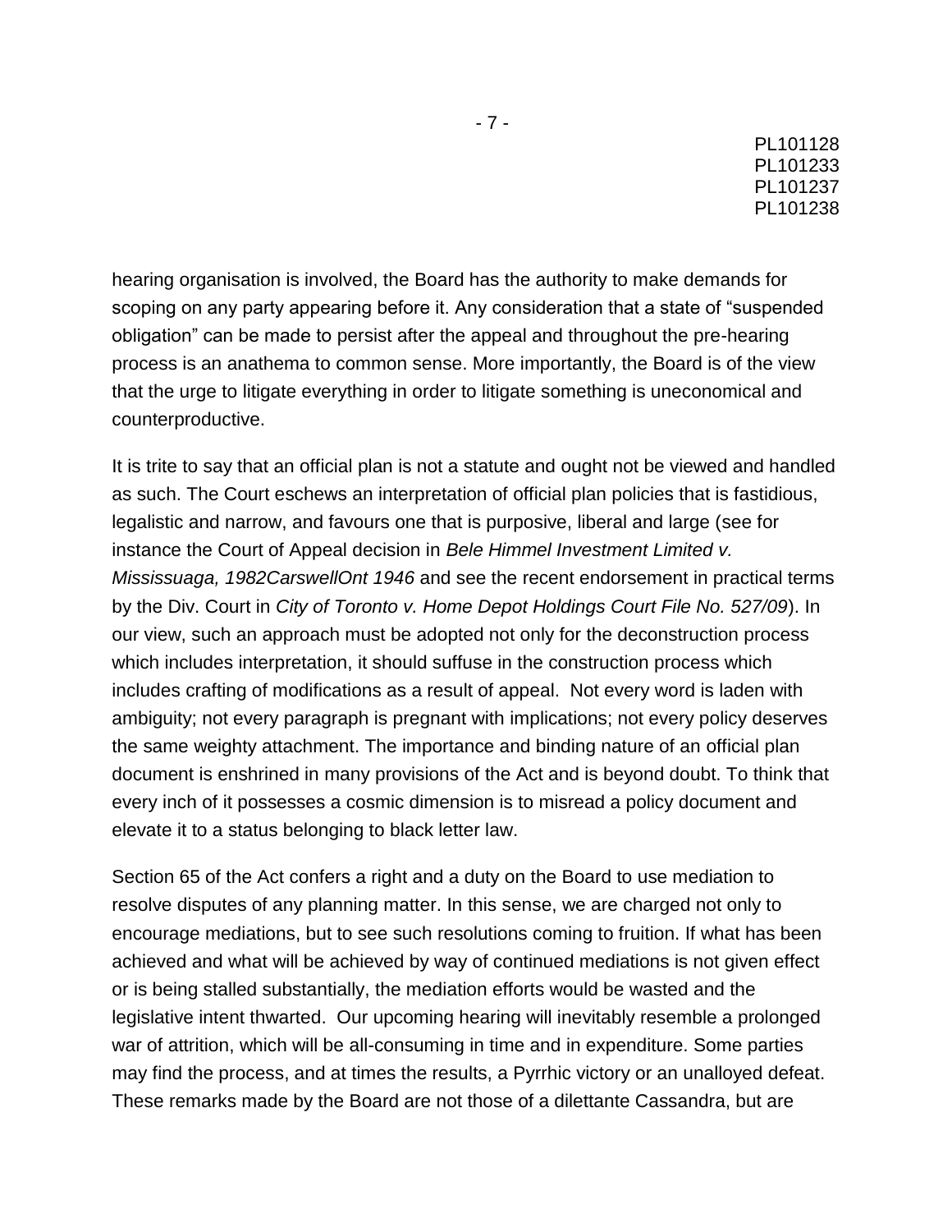hearing organisation is involved, the Board has the authority to make demands for scoping on any party appearing before it. Any consideration that a state of "suspended obligation" can be made to persist after the appeal and throughout the pre-hearing process is an anathema to common sense. More importantly, the Board is of the view that the urge to litigate everything in order to litigate something is uneconomical and counterproductive.

It is trite to say that an official plan is not a statute and ought not be viewed and handled as such. The Court eschews an interpretation of official plan policies that is fastidious, legalistic and narrow, and favours one that is purposive, liberal and large (see for instance the Court of Appeal decision in *Bele Himmel Investment Limited v. Mississuaga, 1982CarswellOnt 1946* and see the recent endorsement in practical terms by the Div. Court in *City of Toronto v. Home Depot Holdings Court File No. 527/09*). In our view, such an approach must be adopted not only for the deconstruction process which includes interpretation, it should suffuse in the construction process which includes crafting of modifications as a result of appeal. Not every word is laden with ambiguity; not every paragraph is pregnant with implications; not every policy deserves the same weighty attachment. The importance and binding nature of an official plan document is enshrined in many provisions of the Act and is beyond doubt. To think that every inch of it possesses a cosmic dimension is to misread a policy document and elevate it to a status belonging to black letter law.

Section 65 of the Act confers a right and a duty on the Board to use mediation to resolve disputes of any planning matter. In this sense, we are charged not only to encourage mediations, but to see such resolutions coming to fruition. If what has been achieved and what will be achieved by way of continued mediations is not given effect or is being stalled substantially, the mediation efforts would be wasted and the legislative intent thwarted. Our upcoming hearing will inevitably resemble a prolonged war of attrition, which will be all-consuming in time and in expenditure. Some parties may find the process, and at times the results, a Pyrrhic victory or an unalloyed defeat. These remarks made by the Board are not those of a dilettante Cassandra, but are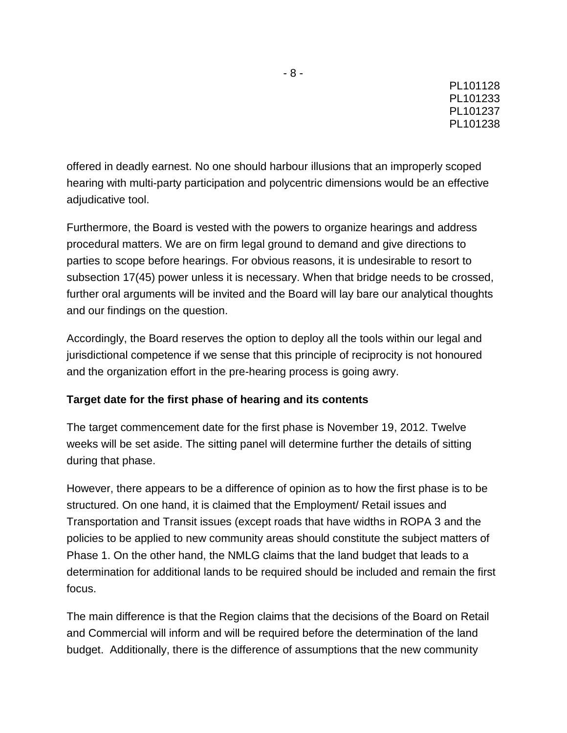offered in deadly earnest. No one should harbour illusions that an improperly scoped hearing with multi-party participation and polycentric dimensions would be an effective adjudicative tool.

Furthermore, the Board is vested with the powers to organize hearings and address procedural matters. We are on firm legal ground to demand and give directions to parties to scope before hearings. For obvious reasons, it is undesirable to resort to subsection 17(45) power unless it is necessary. When that bridge needs to be crossed, further oral arguments will be invited and the Board will lay bare our analytical thoughts and our findings on the question.

Accordingly, the Board reserves the option to deploy all the tools within our legal and jurisdictional competence if we sense that this principle of reciprocity is not honoured and the organization effort in the pre-hearing process is going awry.

**Target date for the first phase of hearing and its contents**

The target commencement date for the first phase is November 19, 2012. Twelve weeks will be set aside. The sitting panel will determine further the details of sitting during that phase.

However, there appears to be a difference of opinion as to how the first phase is to be structured. On one hand, it is claimed that the Employment/ Retail issues and Transportation and Transit issues (except roads that have widths in ROPA 3 and the policies to be applied to new community areas should constitute the subject matters of Phase 1. On the other hand, the NMLG claims that the land budget that leads to a determination for additional lands to be required should be included and remain the first focus.

The main difference is that the Region claims that the decisions of the Board on Retail and Commercial will inform and will be required before the determination of the land budget. Additionally, there is the difference of assumptions that the new community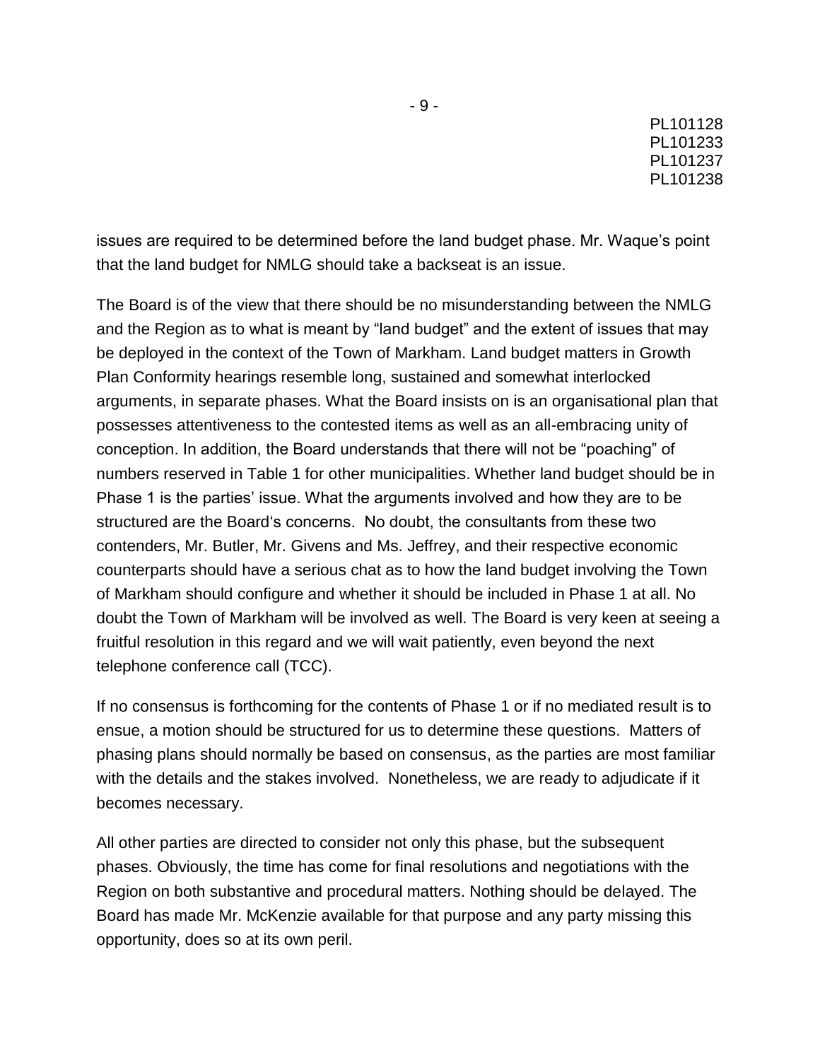issues are required to be determined before the land budget phase. Mr. Waque's point that the land budget for NMLG should take a backseat is an issue.

The Board is of the view that there should be no misunderstanding between the NMLG and the Region as to what is meant by "land budget" and the extent of issues that may be deployed in the context of the Town of Markham. Land budget matters in Growth Plan Conformity hearings resemble long, sustained and somewhat interlocked arguments, in separate phases. What the Board insists on is an organisational plan that possesses attentiveness to the contested items as well as an all-embracing unity of conception. In addition, the Board understands that there will not be "poaching" of numbers reserved in Table 1 for other municipalities. Whether land budget should be in Phase 1 is the parties' issue. What the arguments involved and how they are to be structured are the Board's concerns. No doubt, the consultants from these two contenders, Mr. Butler, Mr. Givens and Ms. Jeffrey, and their respective economic counterparts should have a serious chat as to how the land budget involving the Town of Markham should configure and whether it should be included in Phase 1 at all. No doubt the Town of Markham will be involved as well. The Board is very keen at seeing a fruitful resolution in this regard and we will wait patiently, even beyond the next telephone conference call (TCC).

If no consensus is forthcoming for the contents of Phase 1 or if no mediated result is to ensue, a motion should be structured for us to determine these questions. Matters of phasing plans should normally be based on consensus, as the parties are most familiar with the details and the stakes involved. Nonetheless, we are ready to adjudicate if it becomes necessary.

All other parties are directed to consider not only this phase, but the subsequent phases. Obviously, the time has come for final resolutions and negotiations with the Region on both substantive and procedural matters. Nothing should be delayed. The Board has made Mr. McKenzie available for that purpose and any party missing this opportunity, does so at its own peril.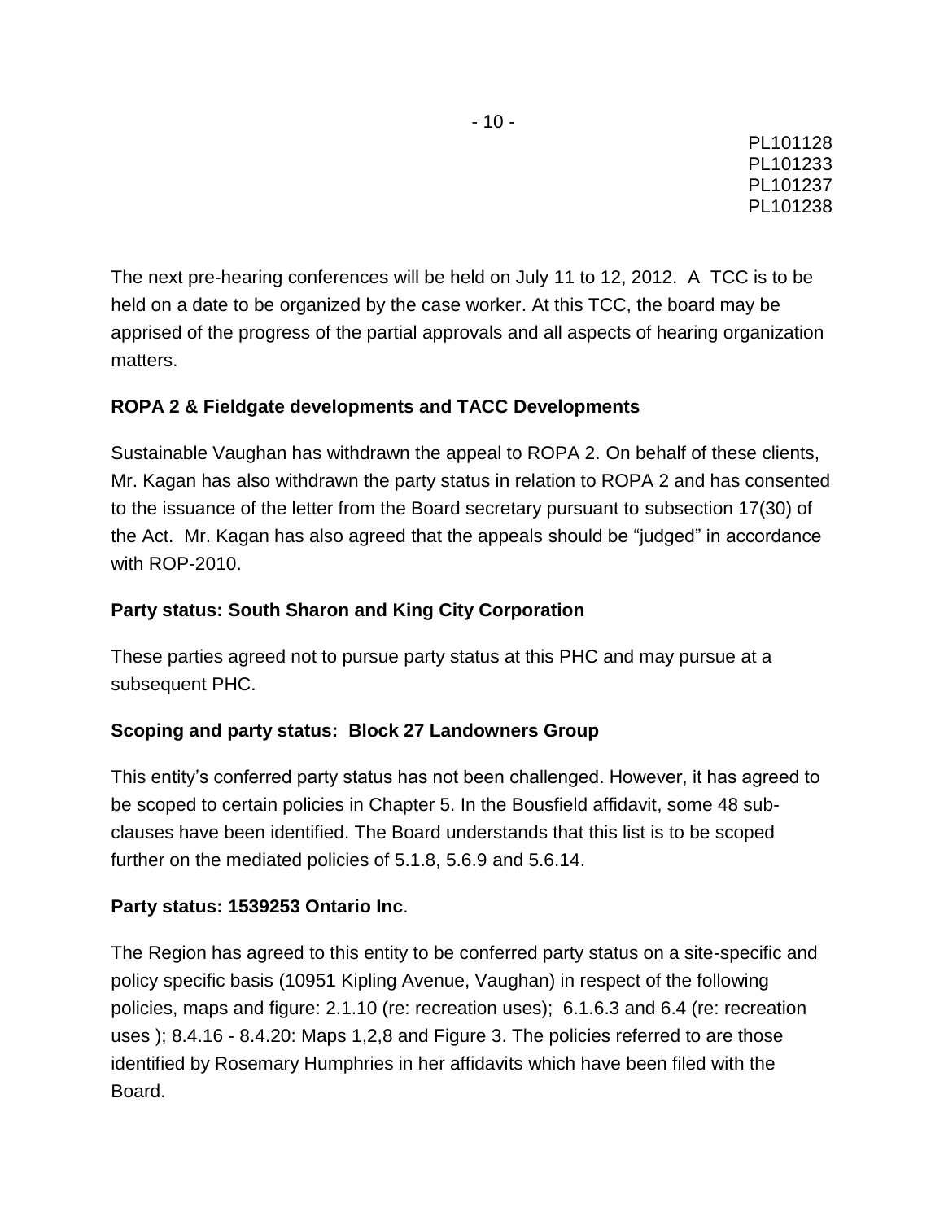The next pre-hearing conferences will be held on July 11 to 12, 2012. A TCC is to be held on a date to be organized by the case worker. At this TCC, the board may be apprised of the progress of the partial approvals and all aspects of hearing organization matters.

**ROPA 2 & Fieldgate developments and TACC Developments**

Sustainable Vaughan has withdrawn the appeal to ROPA 2. On behalf of these clients, Mr. Kagan has also withdrawn the party status in relation to ROPA 2 and has consented to the issuance of the letter from the Board secretary pursuant to subsection 17(30) of the Act. Mr. Kagan has also agreed that the appeals should be "judged" in accordance with ROP-2010.

**Party status: South Sharon and King City Corporation**

These parties agreed not to pursue party status at this PHC and may pursue at a subsequent PHC.

**Scoping and party status: Block 27 Landowners Group**

This entity's conferred party status has not been challenged. However, it has agreed to be scoped to certain policies in Chapter 5. In the Bousfield affidavit, some 48 sub-clauses have been identified. The Board understands that this list is to be scoped further on the mediated policies of 5.1.8, 5.6.9 and 5.6.14.

**Party status: 1539253 Ontario Inc**.

The Region has agreed to this entity to be conferred party status on a site-specific and policy specific basis (10951 Kipling Avenue, Vaughan) in respect of the following policies, maps and figure: 2.1.10 (re: recreation uses); 6.1.6.3 and 6.4 (re: recreation uses ); 8.4.16 - 8.4.20: Maps 1,2,8 and Figure 3. The policies referred to are those identified by Rosemary Humphries in her affidavits which have been filed with the Board.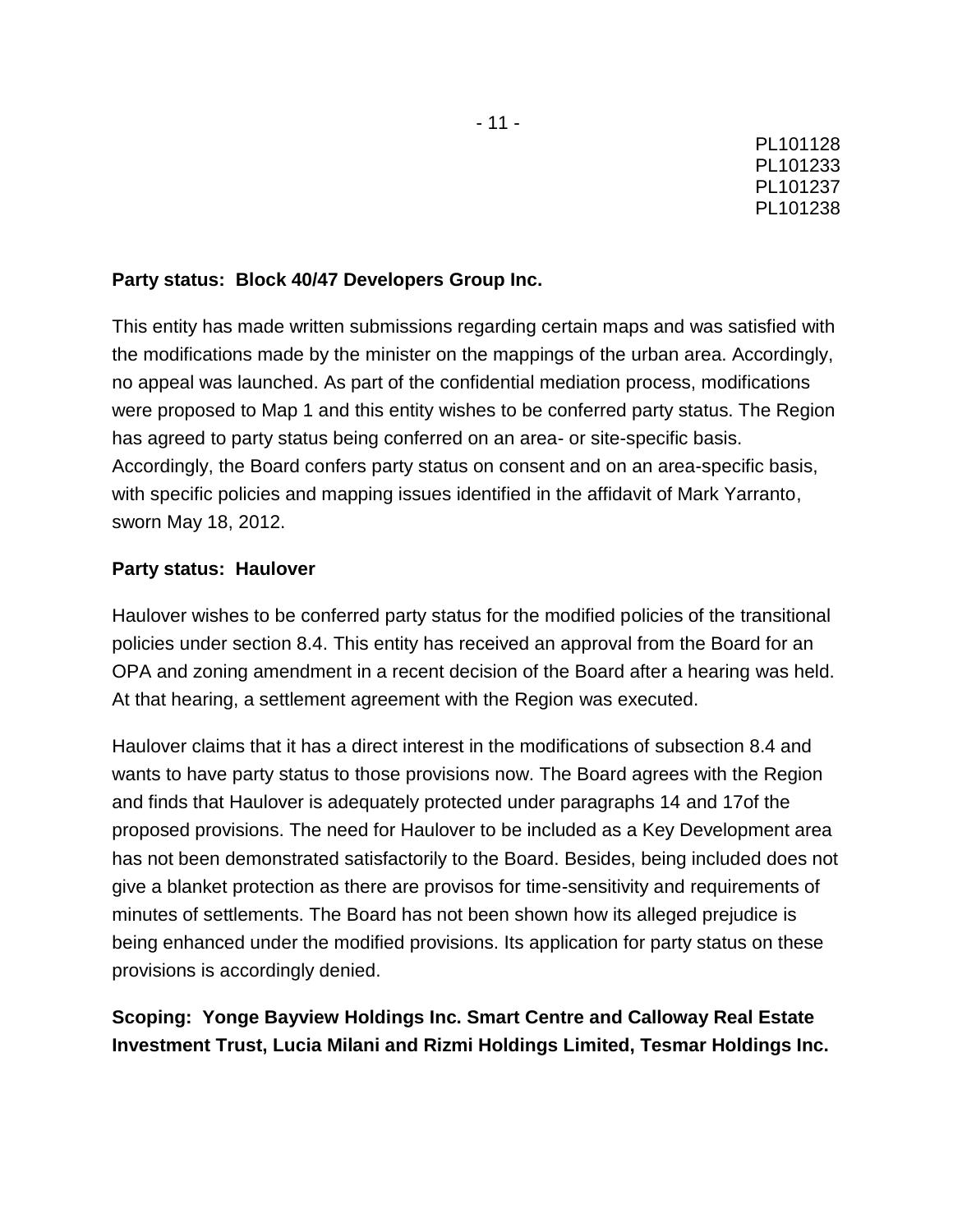**Party status: Block 40/47 Developers Group Inc.**

This entity has made written submissions regarding certain maps and was satisfied with the modifications made by the minister on the mappings of the urban area. Accordingly, no appeal was launched. As part of the confidential mediation process, modifications were proposed to Map 1 and this entity wishes to be conferred party status. The Region has agreed to party status being conferred on an area- or site-specific basis. Accordingly, the Board confers party status on consent and on an area-specific basis, with specific policies and mapping issues identified in the affidavit of Mark Yarranto, sworn May 18, 2012.

**Party status: Haulover**

Haulover wishes to be conferred party status for the modified policies of the transitional policies under section 8.4. This entity has received an approval from the Board for an OPA and zoning amendment in a recent decision of the Board after a hearing was held. At that hearing, a settlement agreement with the Region was executed.

Haulover claims that it has a direct interest in the modifications of subsection 8.4 and wants to have party status to those provisions now. The Board agrees with the Region and finds that Haulover is adequately protected under paragraphs 14 and 17of the proposed provisions. The need for Haulover to be included as a Key Development area has not been demonstrated satisfactorily to the Board. Besides, being included does not give a blanket protection as there are provisos for time-sensitivity and requirements of minutes of settlements. The Board has not been shown how its alleged prejudice is being enhanced under the modified provisions. Its application for party status on these provisions is accordingly denied.

**Scoping: Yonge Bayview Holdings Inc. Smart Centre and Calloway Real Estate Investment Trust, Lucia Milani and Rizmi Holdings Limited, Tesmar Holdings Inc.**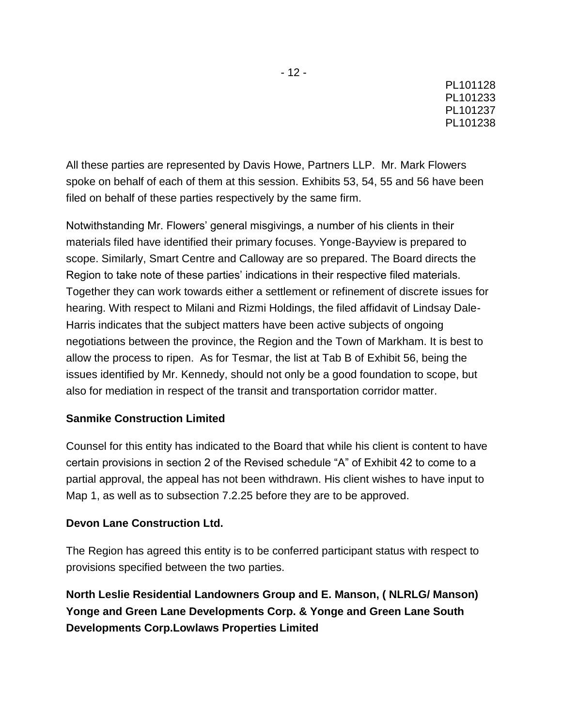All these parties are represented by Davis Howe, Partners LLP. Mr. Mark Flowers spoke on behalf of each of them at this session. Exhibits 53, 54, 55 and 56 have been filed on behalf of these parties respectively by the same firm.

Notwithstanding Mr. Flowers' general misgivings, a number of his clients in their materials filed have identified their primary focuses. Yonge-Bayview is prepared to scope. Similarly, Smart Centre and Calloway are so prepared. The Board directs the Region to take note of these parties' indications in their respective filed materials. Together they can work towards either a settlement or refinement of discrete issues for hearing. With respect to Milani and Rizmi Holdings, the filed affidavit of Lindsay Dale-Harris indicates that the subject matters have been active subjects of ongoing negotiations between the province, the Region and the Town of Markham. It is best to allow the process to ripen. As for Tesmar, the list at Tab B of Exhibit 56, being the issues identified by Mr. Kennedy, should not only be a good foundation to scope, but also for mediation in respect of the transit and transportation corridor matter.

**Sanmike Construction Limited**

Counsel for this entity has indicated to the Board that while his client is content to have certain provisions in section 2 of the Revised schedule "A" of Exhibit 42 to come to a partial approval, the appeal has not been withdrawn. His client wishes to have input to Map 1, as well as to subsection 7.2.25 before they are to be approved.

**Devon Lane Construction Ltd.**

The Region has agreed this entity is to be conferred participant status with respect to provisions specified between the two parties.

**North Leslie Residential Landowners Group and E. Manson, ( NLRLG/ Manson) Yonge and Green Lane Developments Corp. & Yonge and Green Lane South Developments Corp.Lowlaws Properties Limited**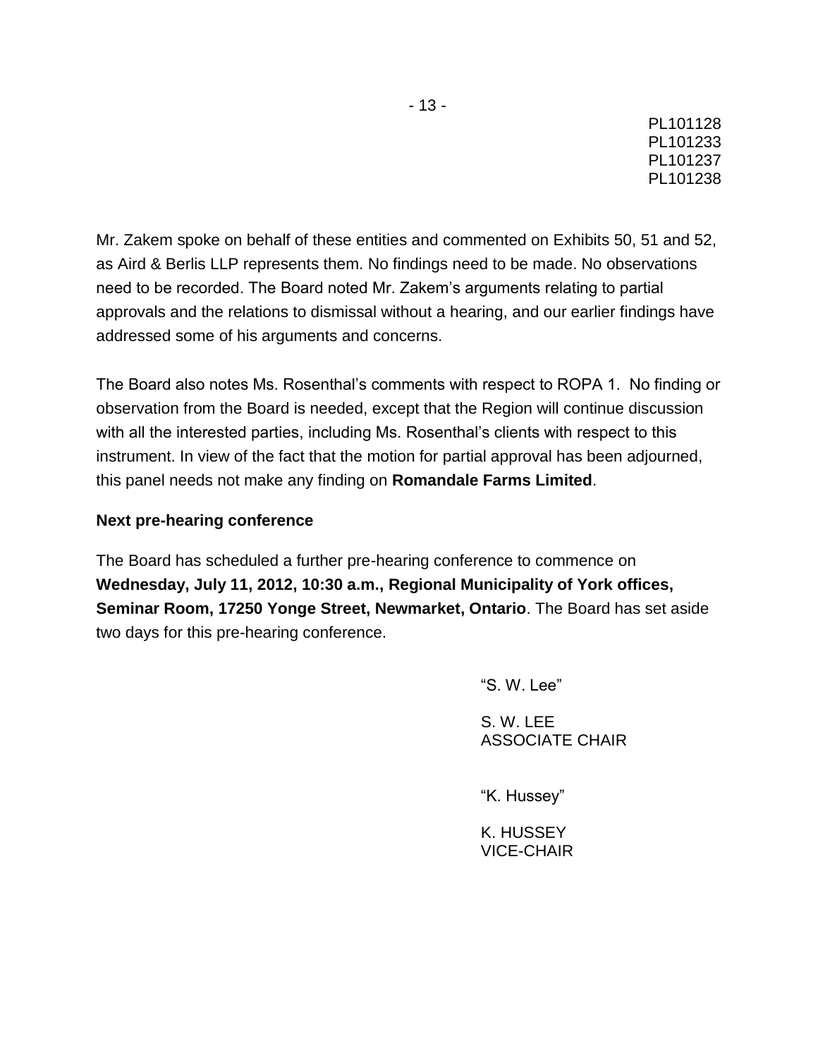PL101128
PL101233
PL101237
PL101238

Mr. Zakem spoke on behalf of these entities and commented on Exhibits 50, 51 and 52, as Aird & Berlis LLP represents them. No findings need to be made. No observations need to be recorded. The Board noted Mr. Zakem's arguments relating to partial approvals and the relations to dismissal without a hearing, and our earlier findings have addressed some of his arguments and concerns.

The Board also notes Ms. Rosenthal's comments with respect to ROPA 1. No finding or observation from the Board is needed, except that the Region will continue discussion with all the interested parties, including Ms. Rosenthal's clients with respect to this instrument. In view of the fact that the motion for partial approval has been adjourned, this panel needs not make any finding on **Romandale Farms Limited**.

**Next pre-hearing conference**

The Board has scheduled a further pre-hearing conference to commence on **Wednesday, July 11, 2012, 10:30 a.m., Regional Municipality of York offices, Seminar Room, 17250 Yonge Street, Newmarket, Ontario**. The Board has set aside two days for this pre-hearing conference.

"S. W. Lee"

S. W. LEE
ASSOCIATE CHAIR

"K. Hussey"

K. HUSSEY
VICE-CHAIR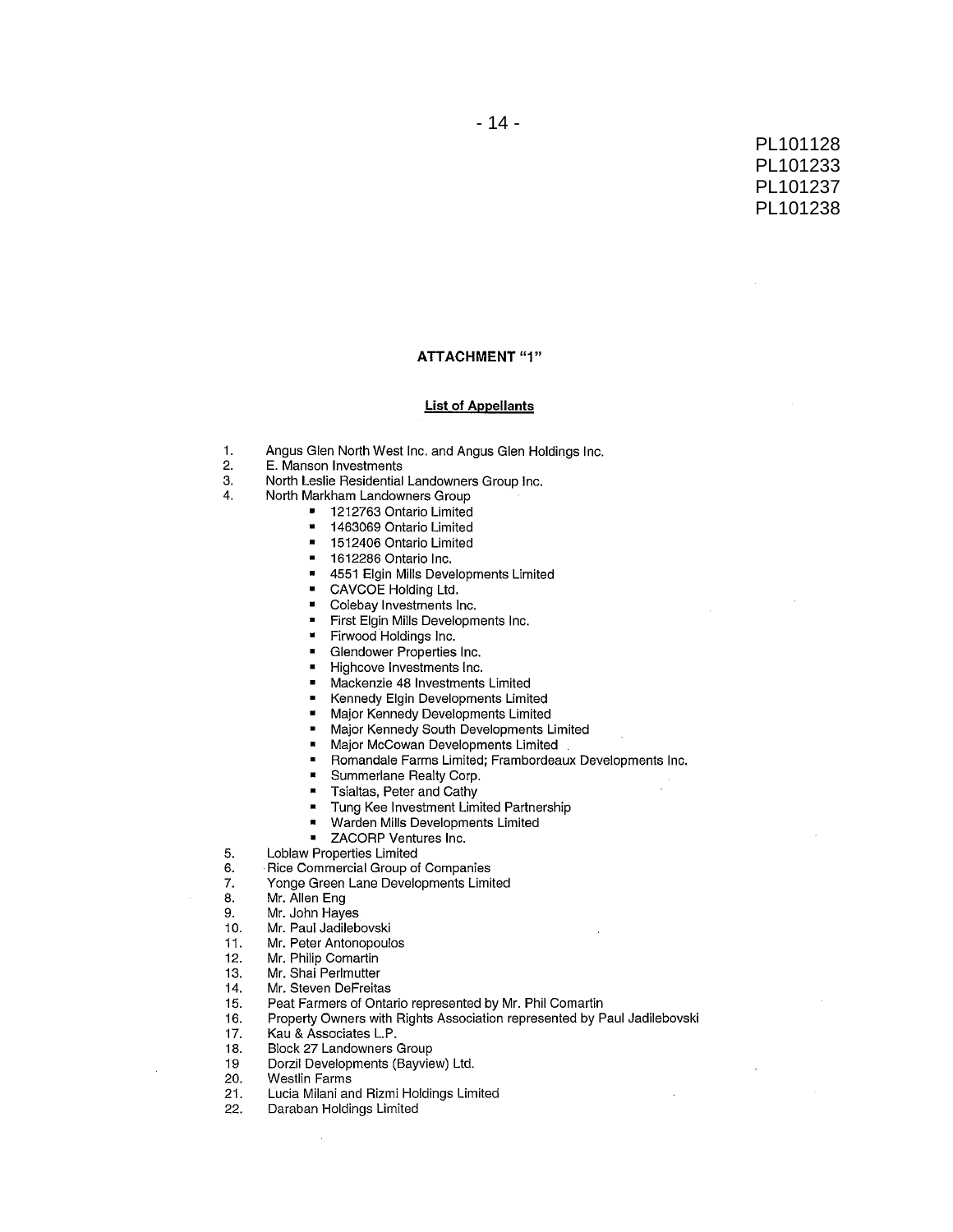PL101128
PL101233
PL101237
PL101238

## ATTACHMENT "1"

**List of Appellants**

1. Angus Glen North West Inc. and Angus Glen Holdings Inc.
2. E. Manson Investments
3. North Leslie Residential Landowners Group Inc.
4. North Markham Landowners Group
    - 1212763 Ontario Limited
    - 1463069 Ontario Limited
    - 1512406 Ontario Limited
    - 1612286 Ontario Inc.
    - 4551 Elgin Mills Developments Limited
    - CAVCOE Holding Ltd.
    - Colebay Investments Inc.
    - First Elgin Mills Developments Inc.
    - Firwood Holdings Inc.
    - Glendower Properties Inc.
    - Highcove Investments Inc.
    - Mackenzie 48 Investments Limited
    - Kennedy Elgin Developments Limited
    - Major Kennedy Developments Limited
    - Major Kennedy South Developments Limited
    - Major McCowan Developments Limited
    - Romandale Farms Limited; Frambordeaux Developments Inc.
    - Summerlane Realty Corp.
    - Tsialtas, Peter and Cathy
    - Tung Kee Investment Limited Partnership
    - Warden Mills Developments Limited
    - ZACORP Ventures Inc.
5. Loblaw Properties Limited
6. Rice Commercial Group of Companies
7. Yonge Green Lane Developments Limited
8. Mr. Allen Eng
9. Mr. John Hayes
10. Mr. Paul Jadilebovski
11. Mr. Peter Antonopoulos
12. Mr. Philip Comartin
13. Mr. Shai Perlmutter
14. Mr. Steven DeFreitas
15. Peat Farmers of Ontario represented by Mr. Phil Comartin
16. Property Owners with Rights Association represented by Paul Jadilebovski
17. Kau & Associates L.P.
18. Block 27 Landowners Group
19. Dorzil Developments (Bayview) Ltd.
20. Westlin Farms
21. Lucia Milani and Rizmi Holdings Limited
22. Daraban Holdings Limited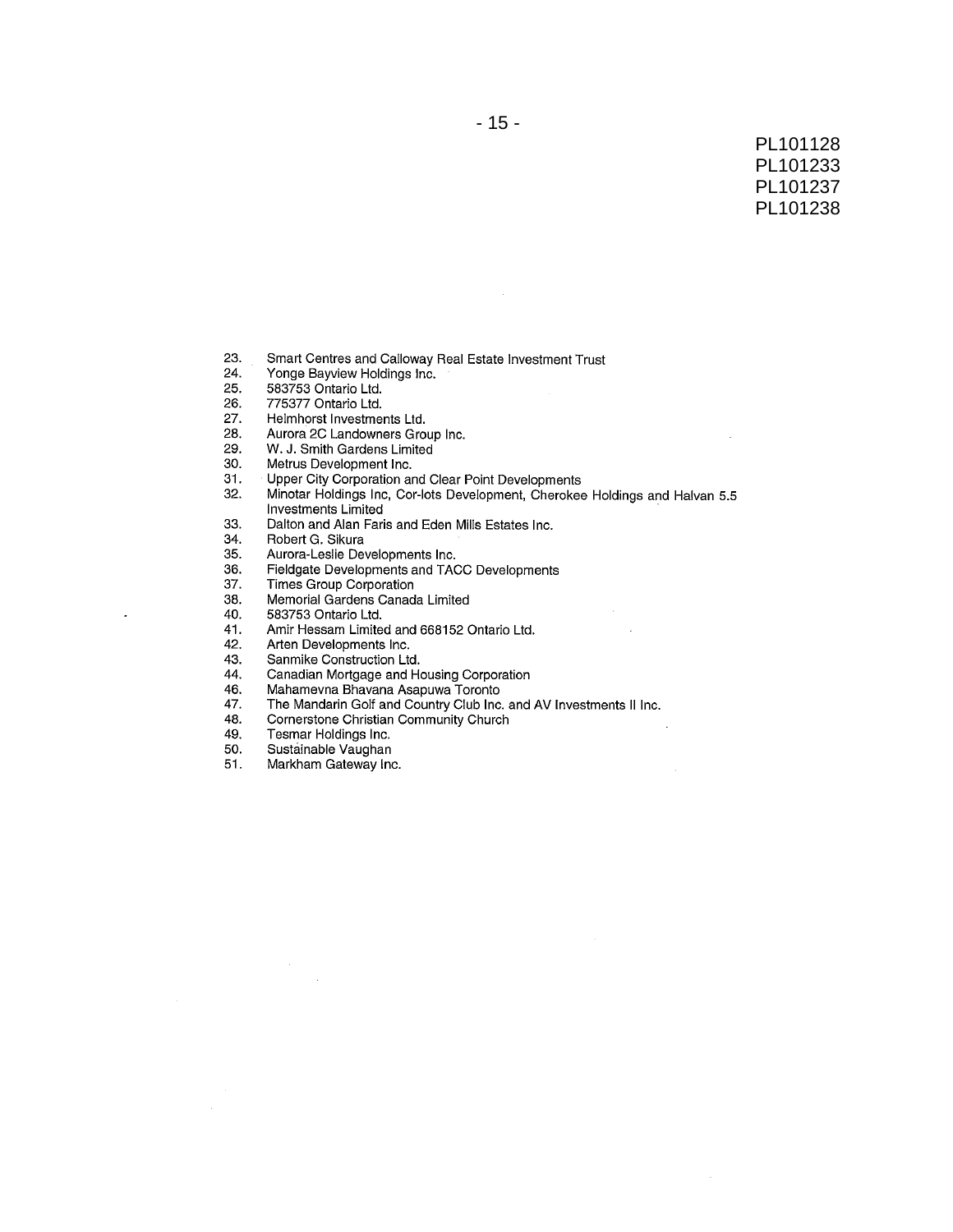PL101128
PL101233
PL101237
PL101238

23. Smart Centres and Calloway Real Estate Investment Trust
24. Yonge Bayview Holdings Inc.
25. 583753 Ontario Ltd.
26. 775377 Ontario Ltd.
27. Helmhorst Investments Ltd.
28. Aurora 2C Landowners Group Inc.
29. W. J. Smith Gardens Limited
30. Metrus Development Inc.
31. Upper City Corporation and Clear Point Developments
32. Minotar Holdings Inc, Cor-lots Development, Cherokee Holdings and Halvan 5.5 Investments Limited
33. Dalton and Alan Faris and Eden Mills Estates Inc.
34. Robert G. Sikura
35. Aurora-Leslie Developments Inc.
36. Fieldgate Developments and TACC Developments
37. Times Group Corporation
38. Memorial Gardens Canada Limited
40. 583753 Ontario Ltd.
41. Amir Hessam Limited and 668152 Ontario Ltd.
42. Arten Developments Inc.
43. Sanmike Construction Ltd.
44. Canadian Mortgage and Housing Corporation
46. Mahamevna Bhavana Asapuwa Toronto
47. The Mandarin Golf and Country Club Inc. and AV Investments II Inc.
48. Cornerstone Christian Community Church
49. Tesmar Holdings Inc.
50. Sustainable Vaughan
51. Markham Gateway Inc.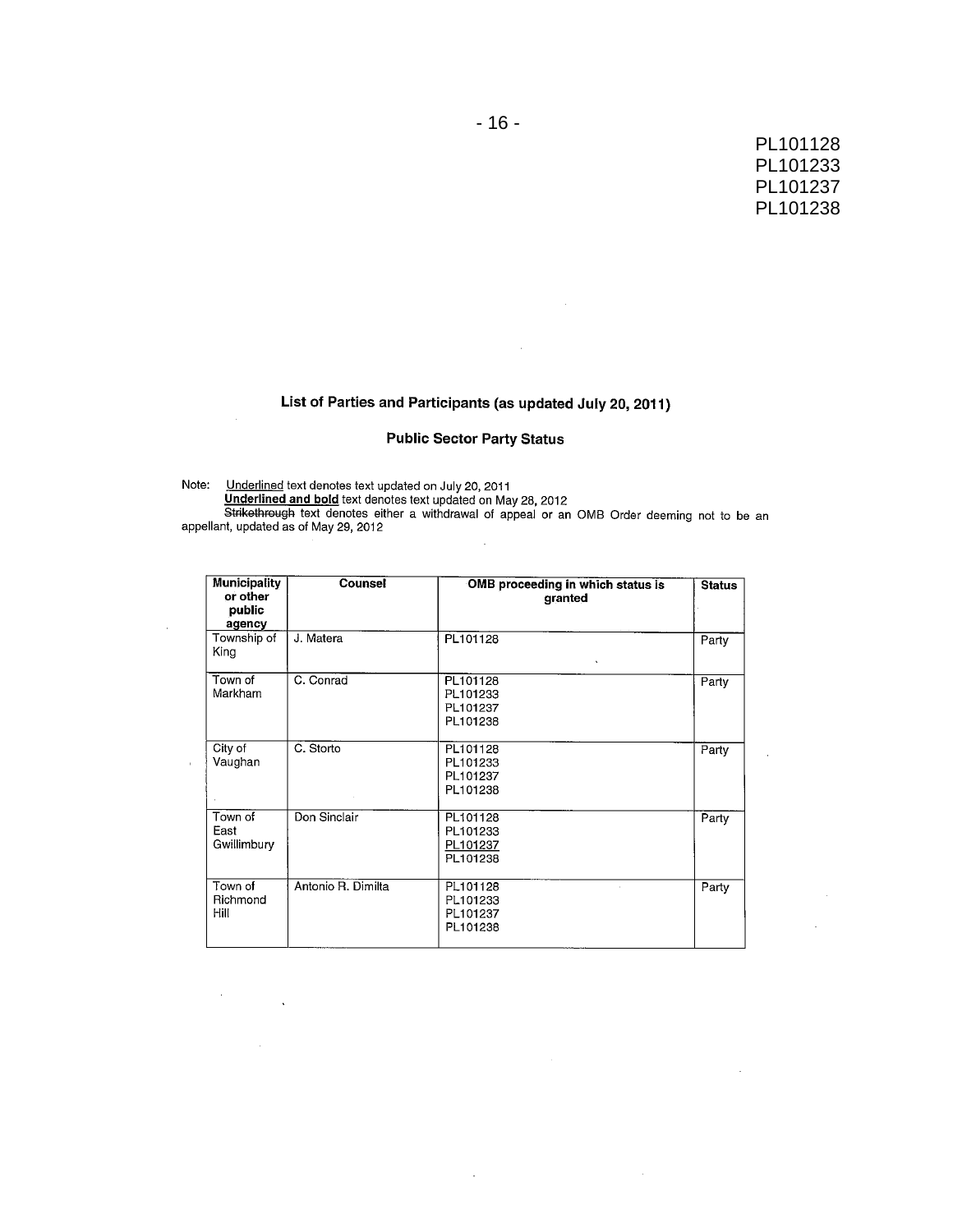PL101128
PL101233
PL101237
PL101238

## List of Parties and Participants (as updated July 20, 2011)

### Public Sector Party Status

Note: Underlined text denotes text updated on July 20, 2011
**Underlined and bold** text denotes text updated on May 28, 2012
~~Strikethrough~~ text denotes either a withdrawal of appeal or an OMB Order deeming not to be an appellant, updated as of May 29, 2012

| Municipality or other public agency | Counsel | OMB proceeding in which status is granted | Status |
|---|---|---|---|
| Township of King | J. Matera | PL101128 | Party |
| Town of Markham | C. Conrad | PL101128<br>PL101233<br>PL101237<br>PL101238 | Party |
| City of Vaughan | C. Storto | PL101128<br>PL101233<br>PL101237<br>PL101238 | Party |
| Town of East Gwillimbury | Don Sinclair | PL101128<br>PL101233<br>PL101237<br>PL101238 | Party |
| Town of Richmond Hill | Antonio R. Dimilta | PL101128<br>PL101233<br>PL101237<br>PL101238 | Party |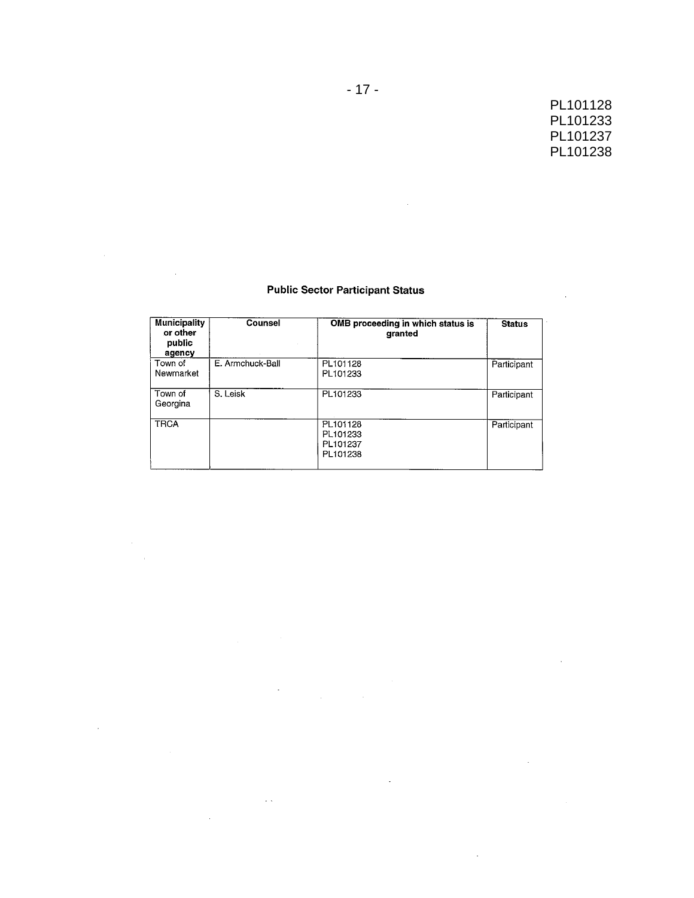PL101128
PL101233
PL101237
PL101238

## Public Sector Participant Status

| Municipality or other public agency | Counsel | OMB proceeding in which status is granted | Status |
|---|---|---|---|
| Town of Newmarket | E. Armchuck-Ball | PL101128<br>PL101233 | Participant |
| Town of Georgina | S. Leisk | PL101233 | Participant |
| TRCA | | PL101128<br>PL101233<br>PL101237<br>PL101238 | Participant |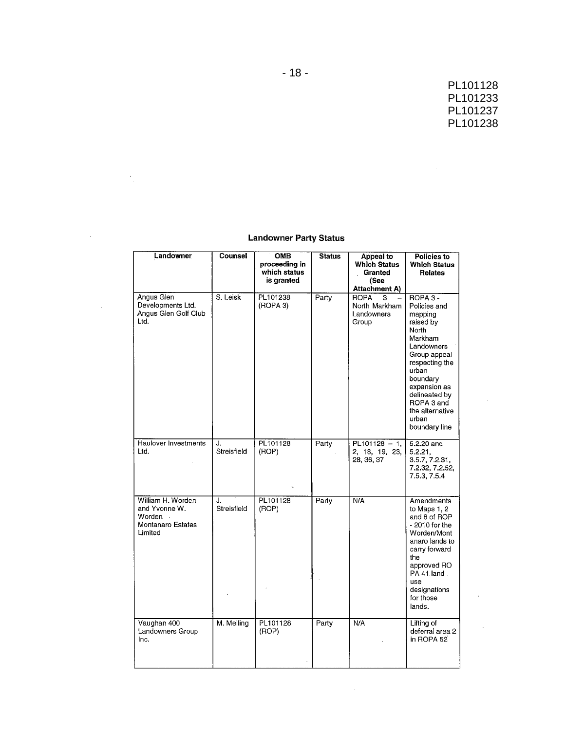PL101128
PL101233
PL101237
PL101238

**Landowner Party Status**

| Landowner | Counsel | OMB proceeding in which status is granted | Status | Appeal to Which Status Granted (See Attachment A) | Policies to Which Status Relates |
|---|---|---|---|---|---|
| Angus Glen Developments Ltd. Angus Glen Golf Club Ltd. | S. Leisk | PL101238 (ROPA 3) | Party | ROPA 3 – North Markham Landowners Group | ROPA 3 - Policies and mapping raised by North Markham Landowners Group appeal respecting the urban boundary expansion as delineated by ROPA 3 and the alternative urban boundary line |
| Haulover Investments Ltd. | J. Streisfield | PL101128 (ROP) | Party | PL101128 – 1, 2, 18, 19, 23, 28, 36, 37 | 5.2.20 and 5.2.21, 3.5.7, 7.2.31, 7.2.32, 7.2.52, 7.5.3, 7.5.4 |
| William H. Worden and Yvonne W. Worden Montanaro Estates Limited | J. Streisfield | PL101128 (ROP) | Party | N/A | Amendments to Maps 1, 2 and 8 of ROP - 2010 for the Worden/Montanaro lands to carry forward the approved ROPA 41 land use designations for those lands. |
| Vaughan 400 Landowners Group Inc. | M. Melling | PL101128 (ROP) | Party | N/A | Lifting of deferral area 2 in ROPA 52 |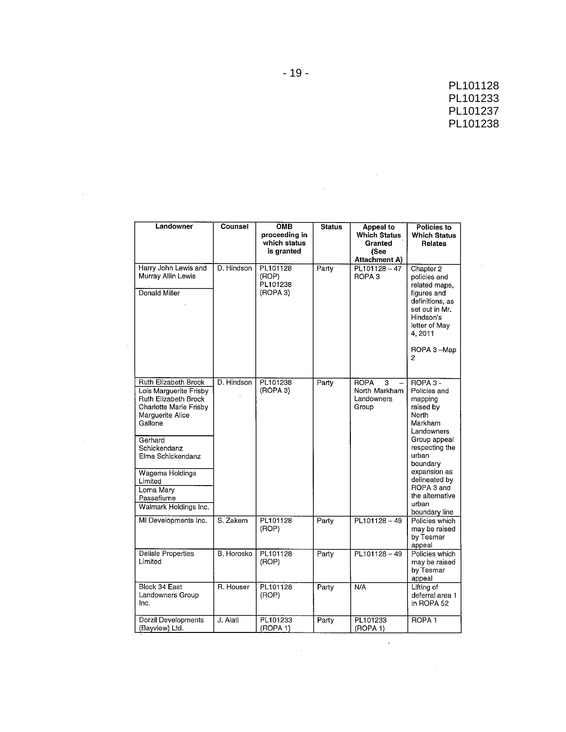PL101128
PL101233
PL101237
PL101238

| Landowner | Counsel | OMB proceeding in which status is granted | Status | Appeal to Which Status Granted (See Attachment A) | Policies to Which Status Relates |
|---|---|---|---|---|---|
| Harry John Lewis and Murray Allin Lewis<br><br>Donald Miller | D. Hindson | PL101128 (ROP) PL101238 (ROPA 3) | Party | PL101128 – 47 ROPA 3 | Chapter 2 policies and related maps, figures and definitions, as set out in Mr. Hindson's letter of May 4, 2011<br><br>ROPA 3 –Map 2 |
| Ruth Elizabeth Brock Lois Marguerite Frisby Ruth Elizabeth Brock Charlotte Marie Frisby Marguerite Alice Gallone<br><br>Gerhard Schickendanz Elma Schickendanz<br><br>Wagema Holdings Limited<br><br>Lorna Mary Passafiume<br><br>Walmark Holdings Inc. | D. Hindson | PL101238 (ROPA 3) | Party | ROPA 3 – North Markham Landowners Group | ROPA 3 - Policies and mapping raised by North Markham Landowners Group appeal respecting the urban boundary expansion as delineated by ROPA 3 and the alternative urban boundary line |
| MI Developments Inc. | S. Zakem | PL101128 (ROP) | Party | PL101128 – 49 | Policies which may be raised by Tesmar appeal |
| Delisle Properties Limited | B. Horosko | PL101128 (ROP) | Party | PL101128 – 49 | Policies which may be raised by Tesmar appeal |
| Block 34 East Landowners Group Inc. | R. Houser | PL101128 (ROP) | Party | N/A | Lifting of deferral area 1 in ROPA 52 |
| Dorzil Developments (Bayview) Ltd. | J. Alati | PL101233 (ROPA 1) | Party | PL101233 (ROPA 1) | ROPA 1 |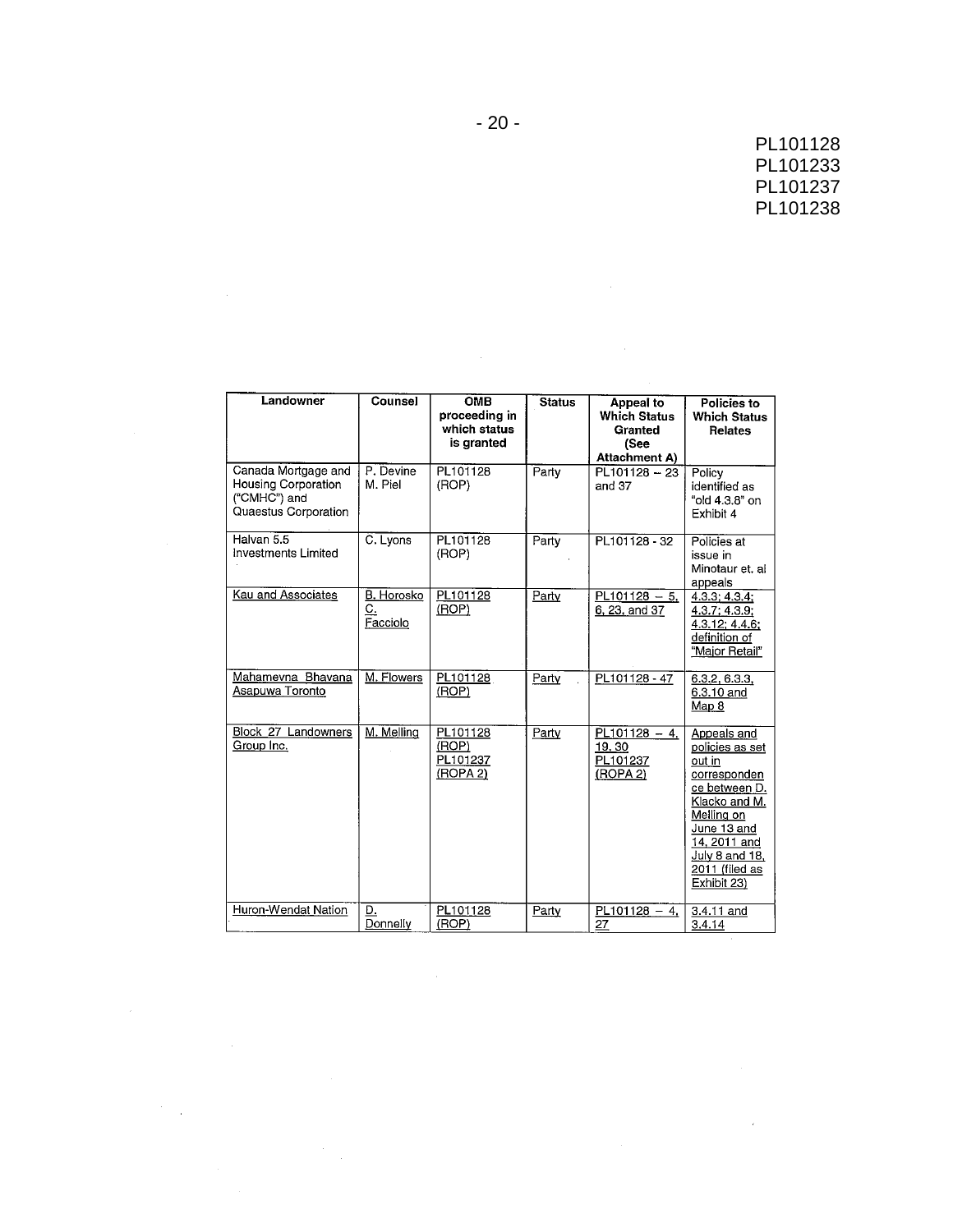PL101128
PL101233
PL101237
PL101238

| Landowner | Counsel | OMB proceeding in which status is granted | Status | Appeal to Which Status Granted (See Attachment A) | Policies to Which Status Relates |
|---|---|---|---|---|---|
| Canada Mortgage and Housing Corporation ("CMHC") and Quaestus Corporation | P. Devine M. Piel | PL101128 (ROP) | Party | PL101128 – 23 and 37 | Policy identified as "old 4.3.8" on Exhibit 4 |
| Halvan 5.5 Investments Limited | C. Lyons | PL101128 (ROP) | Party | PL101128 - 32 | Policies at issue in Minotaur et. al appeals |
| Kau and Associates | B. Horosko C. Facciolo | PL101128 (ROP) | Party | PL101128 – 5, 6, 23, and 37 | 4.3.3; 4.3.4; 4.3.7; 4.3.9; 4.3.12; 4.4.6; definition of "Major Retail" |
| Mahamevna Bhavana Asapuwa Toronto | M. Flowers | PL101128 (ROP) | Party | PL101128 - 47 | 6.3.2, 6.3.3, 6.3.10 and Map 8 |
| Block 27 Landowners Group Inc. | M. Melling | PL101128 (ROP) PL101237 (ROPA 2) | Party | PL101128 – 4, 19, 30 PL101237 (ROPA 2) | Appeals and policies as set out in correspondence between D. Klacko and M. Melling on June 13 and 14, 2011 and July 8 and 18, 2011 (filed as Exhibit 23) |
| Huron-Wendat Nation | D. Donnelly | PL101128 (ROP) | Party | PL101128 – 4, 27 | 3.4.11 and 3.4.14 |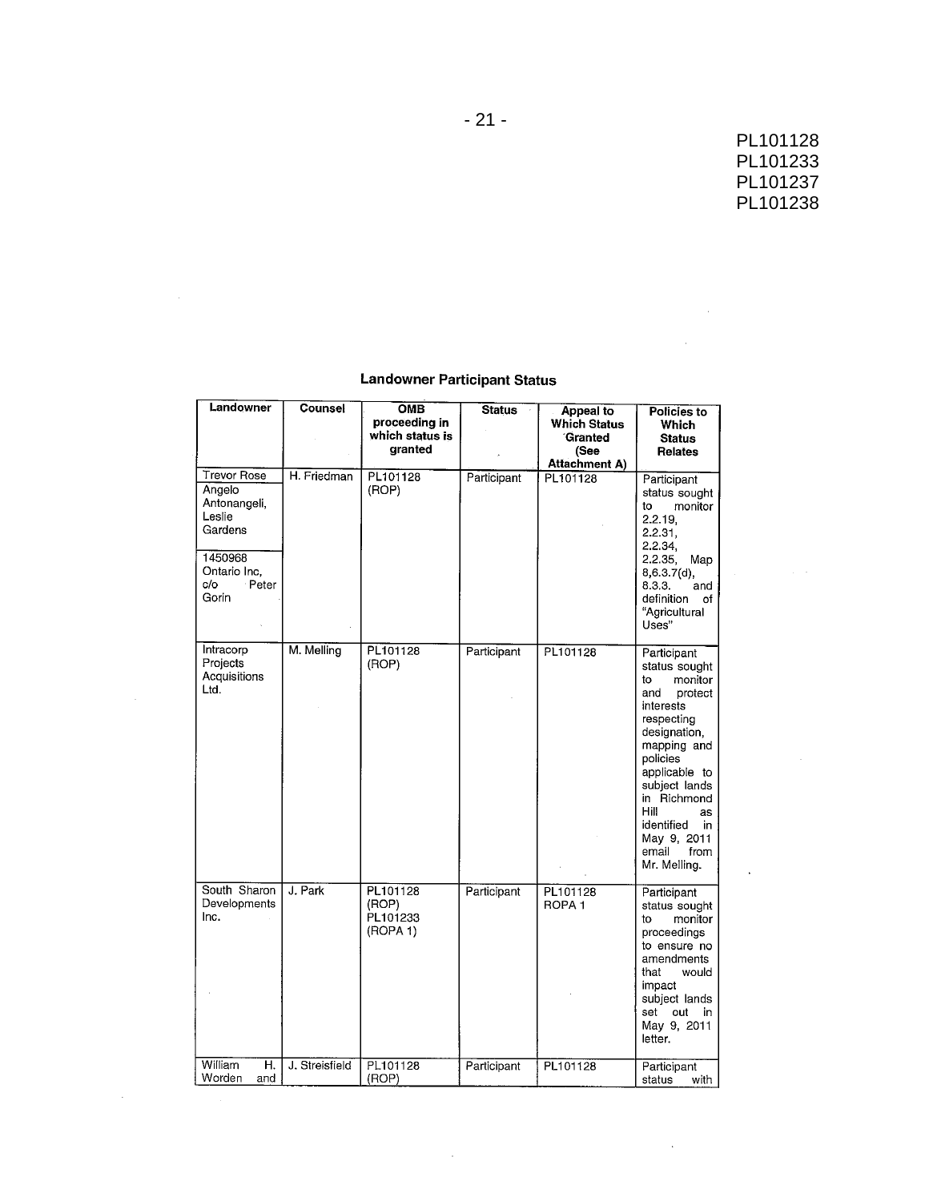PL101128
PL101233
PL101237
PL101238

**Landowner Participant Status**

| Landowner | Counsel | OMB proceeding in which status is granted | Status | Appeal to Which Status Granted (See Attachment A) | Policies to Which Status Relates |
|---|---|---|---|---|---|
| Trevor Rose<br>Angelo Antonangeli, Leslie Gardens<br>1450968 Ontario Inc, c/o Peter Gorin | H. Friedman | PL101128 (ROP) | Participant | PL101128 | Participant status sought to monitor 2.2.19, 2.2.31, 2.2.34, 2.2.35, Map 8,6.3.7(d), 8.3.3. and definition of "Agricultural Uses" |
| Intracorp Projects Acquisitions Ltd. | M. Melling | PL101128 (ROP) | Participant | PL101128 | Participant status sought to monitor and protect interests respecting designation, mapping and policies applicable to subject lands in Richmond Hill as identified in May 9, 2011 email from Mr. Melling. |
| South Sharon Developments Inc. | J. Park | PL101128 (ROP)<br>PL101233 (ROPA 1) | Participant | PL101128<br>ROPA 1 | Participant status sought to monitor proceedings to ensure no amendments that would impact subject lands set out in May 9, 2011 letter. |
| William H. Worden and | J. Streisfield | PL101128 (ROP) | Participant | PL101128 | Participant status with |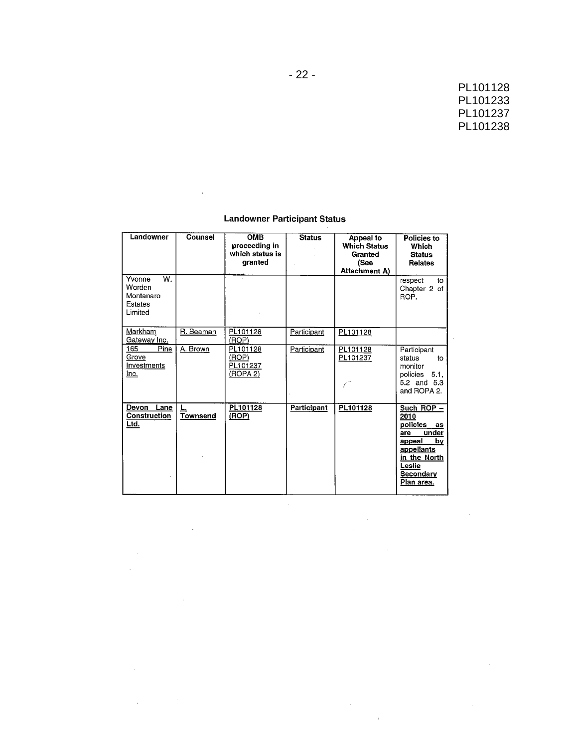PL101128
PL101233
PL101237
PL101238

**Landowner Participant Status**

| Landowner | Counsel | OMB proceeding in which status is granted | Status | Appeal to Which Status Granted (See Attachment A) | Policies to Which Status Relates |
|---|---|---|---|---|---|
| Yvonne W. Worden Montanaro Estates Limited | | | | | respect to Chapter 2 of ROP. |
| Markham Gateway Inc. | R. Beaman | PL101128 (ROP) | Participant | PL101128 | |
| 165 Pine Grove Investments Inc. | A. Brown | PL101128 (ROP) PL101237 (ROPA 2) | Participant | PL101128 PL101237 | Participant status to monitor policies 5.1, 5.2 and 5.3 and ROPA 2. |
| **Devon Lane Construction Ltd.** | **L. Townsend** | **PL101128 (ROP)** | **Participant** | **PL101128** | **Such ROP – 2010 policies as are under appeal by appellants in the North Leslie Secondary Plan area.** |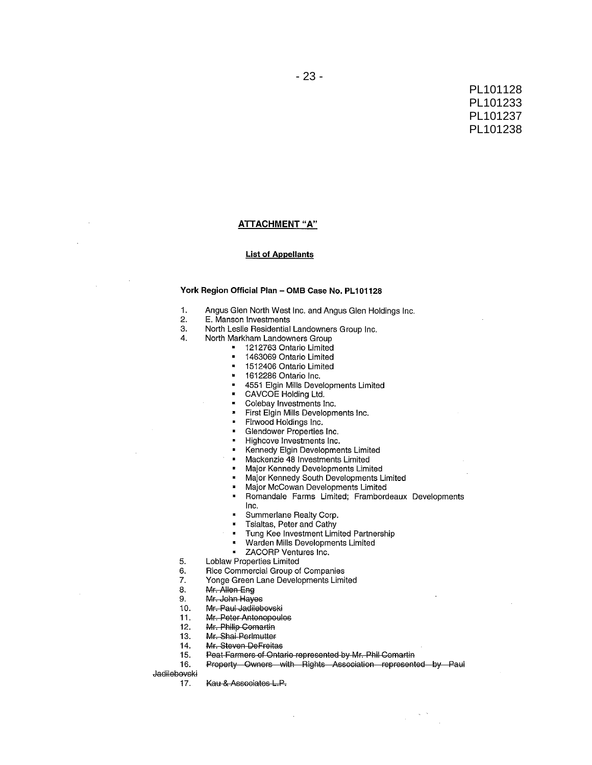PL101128
PL101233
PL101237
PL101238

## ATTACHMENT "A"

### List of Appellants

**York Region Official Plan – OMB Case No. PL101128**

1. Angus Glen North West Inc. and Angus Glen Holdings Inc.
2. E. Manson Investments
3. North Leslie Residential Landowners Group Inc.
4. North Markham Landowners Group
   - 1212763 Ontario Limited
   - 1463069 Ontario Limited
   - 1512406 Ontario Limited
   - 1612286 Ontario Inc.
   - 4551 Elgin Mills Developments Limited
   - CAVCOE Holding Ltd.
   - Colebay Investments Inc.
   - First Elgin Mills Developments Inc.
   - Firwood Holdings Inc.
   - Glendower Properties Inc.
   - Highcove Investments Inc.
   - Kennedy Elgin Developments Limited
   - Mackenzie 48 Investments Limited
   - Major Kennedy Developments Limited
   - Major Kennedy South Developments Limited
   - Major McCowan Developments Limited
   - Romandale Farms Limited; Frambordeaux Developments Inc.
   - Summerlane Realty Corp.
   - Tsialtas, Peter and Cathy
   - Tung Kee Investment Limited Partnership
   - Warden Mills Developments Limited
   - ZACORP Ventures Inc.
5. Loblaw Properties Limited
6. Rice Commercial Group of Companies
7. Yonge Green Lane Developments Limited
8. ~~Mr. Allen Eng~~
9. ~~Mr. John Hayes~~
10. ~~Mr. Paul Jadilebovski~~
11. ~~Mr. Peter Antonopoulos~~
12. ~~Mr. Philip Comartin~~
13. ~~Mr. Shai Perlmutter~~
14. ~~Mr. Steven DeFreitas~~
15. ~~Peat Farmers of Ontario represented by Mr. Phil Comartin~~
16. ~~Property Owners with Rights Association represented by Paul Jadilebovski~~
17. ~~Kau & Associates L.P.~~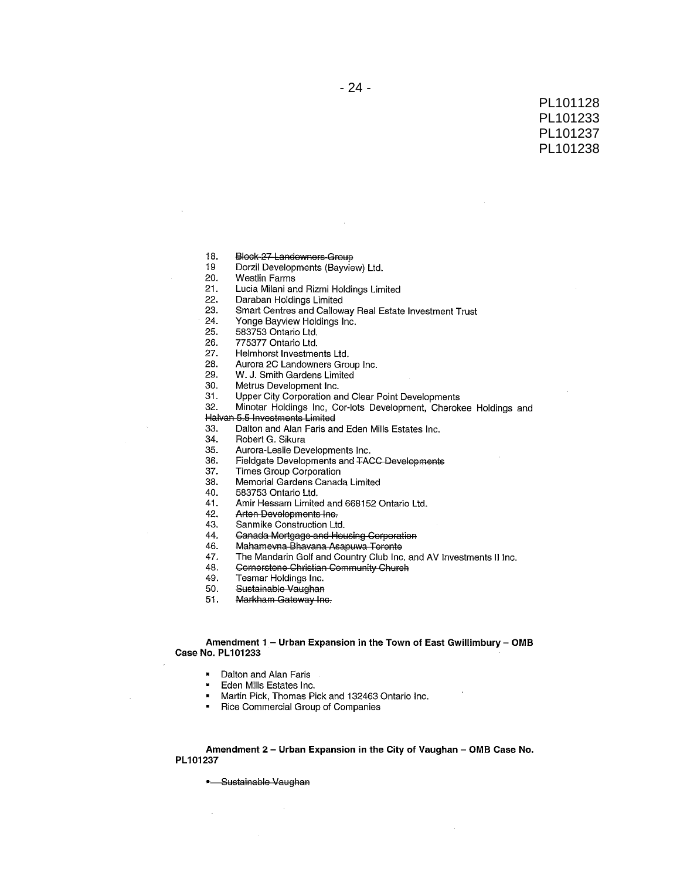PL101128
PL101233
PL101237
PL101238

18. ~~Block 27 Landowners Group~~
19 Dorzil Developments (Bayview) Ltd.
20. Westlin Farms
21. Lucia Milani and Rizmi Holdings Limited
22. Daraban Holdings Limited
23. Smart Centres and Calloway Real Estate Investment Trust
24. Yonge Bayview Holdings Inc.
25. 583753 Ontario Ltd.
26. 775377 Ontario Ltd.
27. Helmhorst Investments Ltd.
28. Aurora 2C Landowners Group Inc.
29. W. J. Smith Gardens Limited
30. Metrus Development Inc.
31. Upper City Corporation and Clear Point Developments
32. Minotar Holdings Inc, Cor-lots Development, Cherokee Holdings and ~~Halvan 5.5 Investments Limited~~
33. Dalton and Alan Faris and Eden Mills Estates Inc.
34. Robert G. Sikura
35. Aurora-Leslie Developments Inc.
36. Fieldgate Developments and ~~TACC Developments~~
37. Times Group Corporation
38. Memorial Gardens Canada Limited
40. 583753 Ontario Ltd.
41. Amir Hessam Limited and 668152 Ontario Ltd.
42. ~~Arten Developments Inc.~~
43. Sanmike Construction Ltd.
44. ~~Canada Mortgage and Housing Corporation~~
46. ~~Mahamevna Bhavana Asapuwa Toronto~~
47. The Mandarin Golf and Country Club Inc. and AV Investments II Inc.
48. ~~Cornerstone Christian Community Church~~
49. Tesmar Holdings Inc.
50. ~~Sustainable Vaughan~~
51. ~~Markham Gateway Inc.~~

**Amendment 1 – Urban Expansion in the Town of East Gwillimbury – OMB Case No. PL101233**

- Dalton and Alan Faris
- Eden Mills Estates Inc.
- Martin Pick, Thomas Pick and 132463 Ontario Inc.
- Rice Commercial Group of Companies

**Amendment 2 – Urban Expansion in the City of Vaughan – OMB Case No. PL101237**

- ~~Sustainable Vaughan~~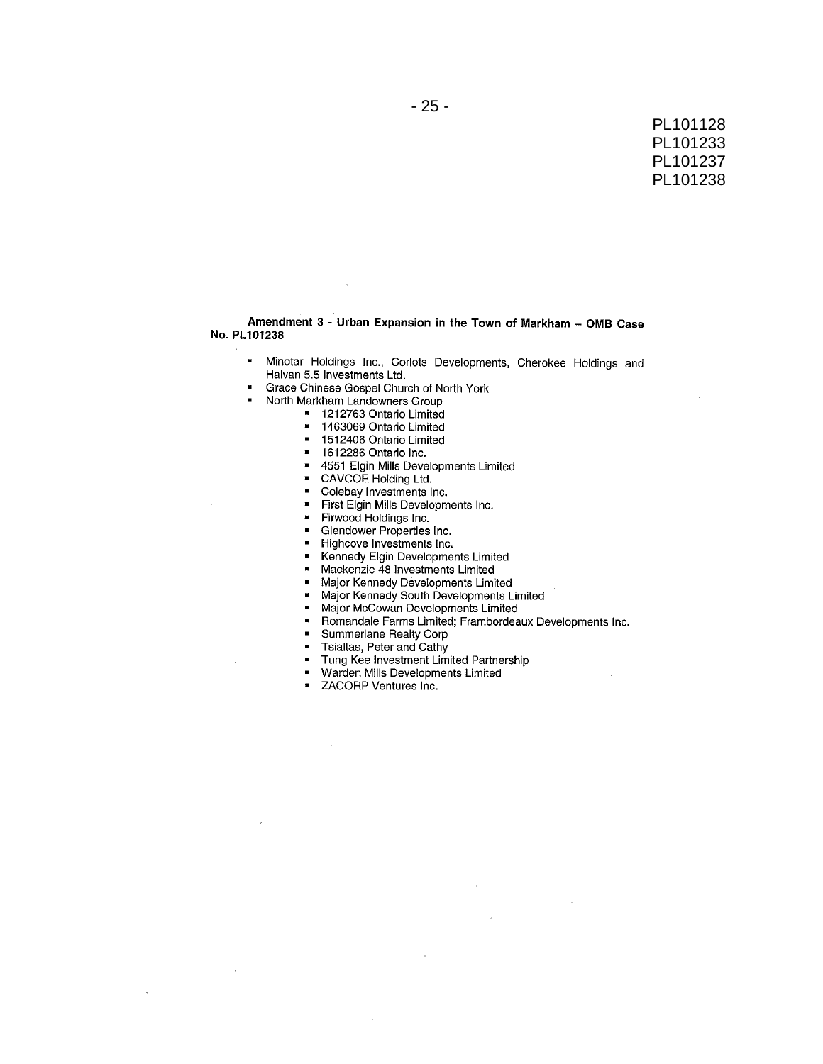PL101128
PL101233
PL101237
PL101238

**Amendment 3 - Urban Expansion in the Town of Markham – OMB Case No. PL101238**

- Minotar Holdings Inc., Corlots Developments, Cherokee Holdings and Halvan 5.5 Investments Ltd.
- Grace Chinese Gospel Church of North York
- North Markham Landowners Group
  - 1212763 Ontario Limited
  - 1463069 Ontario Limited
  - 1512406 Ontario Limited
  - 1612286 Ontario Inc.
  - 4551 Elgin Mills Developments Limited
  - CAVCOE Holding Ltd.
  - Colebay Investments Inc.
  - First Elgin Mills Developments Inc.
  - Firwood Holdings Inc.
  - Glendower Properties Inc.
  - Highcove Investments Inc.
  - Kennedy Elgin Developments Limited
  - Mackenzie 48 Investments Limited
  - Major Kennedy Developments Limited
  - Major Kennedy South Developments Limited
  - Major McCowan Developments Limited
  - Romandale Farms Limited; Frambordeaux Developments Inc.
  - Summerlane Realty Corp
  - Tsialtas, Peter and Cathy
  - Tung Kee Investment Limited Partnership
  - Warden Mills Developments Limited
  - ZACORP Ventures Inc.